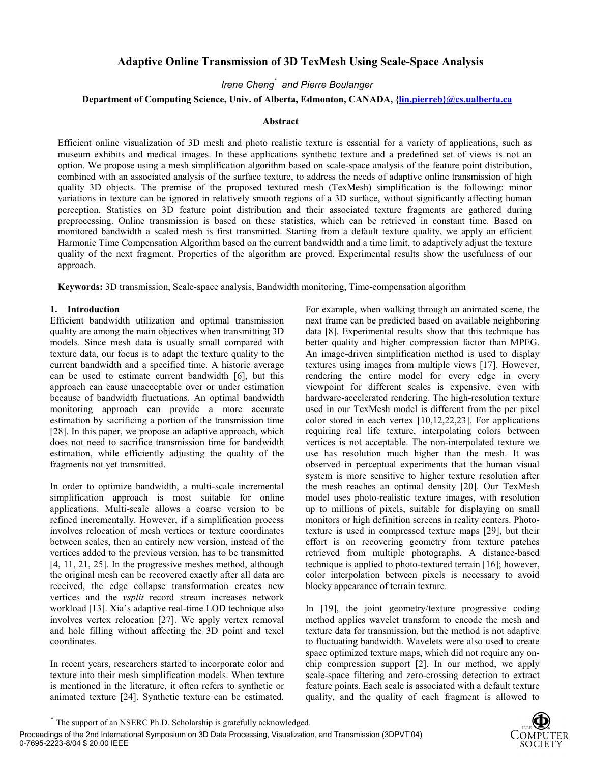# Adaptive Online Transmission of 3D TexMesh Using Scale-Space Analysis

*Irene Cheng*[*] *and Pierre Boulanger*

**Department of Computing Science, Univ. of Alberta, Edmonton, CANADA, {lin,pierreb}@cs.ualberta.ca**

## Abstract

Efficient online visualization of 3D mesh and photo realistic texture is essential for a variety of applications, such as museum exhibits and medical images. In these applications synthetic texture and a predefined set of views is not an option. We propose using a mesh simplification algorithm based on scale-space analysis of the feature point distribution, combined with an associated analysis of the surface texture, to address the needs of adaptive online transmission of high quality 3D objects. The premise of the proposed textured mesh (TexMesh) simplification is the following: minor variations in texture can be ignored in relatively smooth regions of a 3D surface, without significantly affecting human perception. Statistics on 3D feature point distribution and their associated texture fragments are gathered during preprocessing. Online transmission is based on these statistics, which can be retrieved in constant time. Based on monitored bandwidth a scaled mesh is first transmitted. Starting from a default texture quality, we apply an efficient Harmonic Time Compensation Algorithm based on the current bandwidth and a time limit, to adaptively adjust the texture quality of the next fragment. Properties of the algorithm are proved. Experimental results show the usefulness of our approach.

**Keywords:** 3D transmission, Scale-space analysis, Bandwidth monitoring, Time-compensation algorithm

## 1. Introduction

Efficient bandwidth utilization and optimal transmission quality are among the main objectives when transmitting 3D models. Since mesh data is usually small compared with texture data, our focus is to adapt the texture quality to the current bandwidth and a specified time. A historic average can be used to estimate current bandwidth [6], but this approach can cause unacceptable over or under estimation because of bandwidth fluctuations. An optimal bandwidth monitoring approach can provide a more accurate estimation by sacrificing a portion of the transmission time [28]. In this paper, we propose an adaptive approach, which does not need to sacrifice transmission time for bandwidth estimation, while efficiently adjusting the quality of the fragments not yet transmitted.

In order to optimize bandwidth, a multi-scale incremental simplification approach is most suitable for online applications. Multi-scale allows a coarse version to be refined incrementally. However, if a simplification process involves relocation of mesh vertices or texture coordinates between scales, then an entirely new version, instead of the vertices added to the previous version, has to be transmitted [4, 11, 21, 25]. In the progressive meshes method, although the original mesh can be recovered exactly after all data are received, the edge collapse transformation creates new vertices and the *vsplit* record stream increases network workload [13]. Xia's adaptive real-time LOD technique also involves vertex relocation [27]. We apply vertex removal and hole filling without affecting the 3D point and texel coordinates.

In recent years, researchers started to incorporate color and texture into their mesh simplification models. When texture is mentioned in the literature, it often refers to synthetic or animated texture [24]. Synthetic texture can be estimated. For example, when walking through an animated scene, the next frame can be predicted based on available neighboring data [8]. Experimental results show that this technique has better quality and higher compression factor than MPEG. An image-driven simplification method is used to display textures using images from multiple views [17]. However, rendering the entire model for every edge in every viewpoint for different scales is expensive, even with hardware-accelerated rendering. The high-resolution texture used in our TexMesh model is different from the per pixel color stored in each vertex [10,12,22,23]. For applications requiring real life texture, interpolating colors between vertices is not acceptable. The non-interpolated texture we use has resolution much higher than the mesh. It was observed in perceptual experiments that the human visual system is more sensitive to higher texture resolution after the mesh reaches an optimal density [20]. Our TexMesh model uses photo-realistic texture images, with resolution up to millions of pixels, suitable for displaying on small monitors or high definition screens in reality centers. Photo-texture is used in compressed texture maps [29], but their effort is on recovering geometry from texture patches retrieved from multiple photographs. A distance-based technique is applied to photo-textured terrain [16]; however, color interpolation between pixels is necessary to avoid blocky appearance of terrain texture.

In [19], the joint geometry/texture progressive coding method applies wavelet transform to encode the mesh and texture data for transmission, but the method is not adaptive to fluctuating bandwidth. Wavelets were also used to create space optimized texture maps, which did not require any on-chip compression support [2]. In our method, we apply scale-space filtering and zero-crossing detection to extract feature points. Each scale is associated with a default texture quality, and the quality of each fragment is allowed to

[*] The support of an NSERC Ph.D. Scholarship is gratefully acknowledged.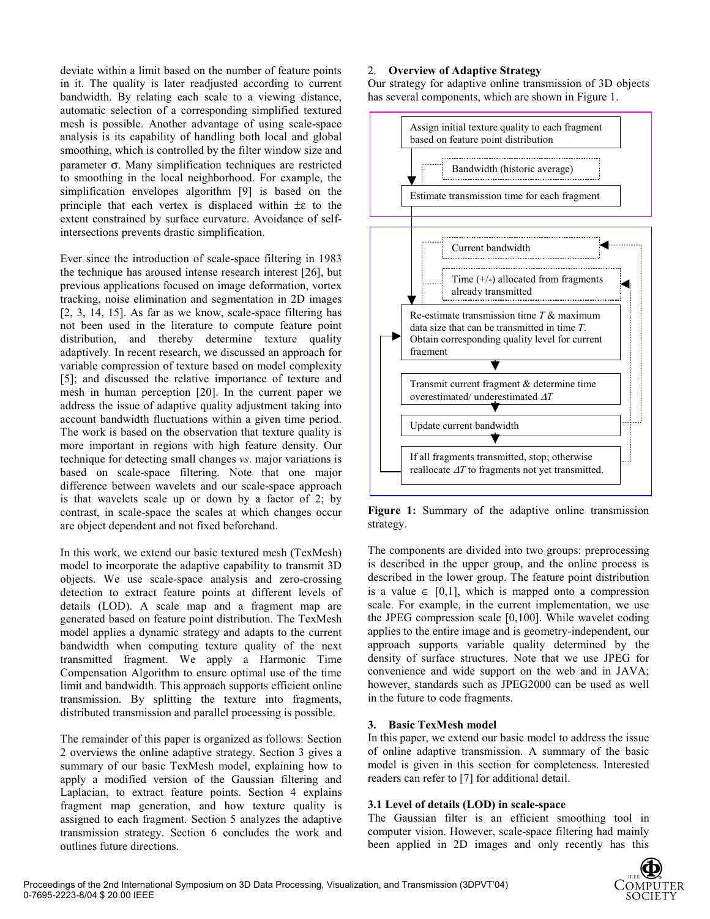deviate within a limit based on the number of feature points in it. The quality is later readjusted according to current bandwidth. By relating each scale to a viewing distance, automatic selection of a corresponding simplified textured mesh is possible. Another advantage of using scale-space analysis is its capability of handling both local and global smoothing, which is controlled by the filter window size and parameter $\sigma$. Many simplification techniques are restricted to smoothing in the local neighborhood. For example, the simplification envelopes algorithm [9] is based on the principle that each vertex is displaced within $\pm\varepsilon$ to the extent constrained by surface curvature. Avoidance of self-intersections prevents drastic simplification.

Ever since the introduction of scale-space filtering in 1983 the technique has aroused intense research interest [26], but previous applications focused on image deformation, vortex tracking, noise elimination and segmentation in 2D images [2, 3, 14, 15]. As far as we know, scale-space filtering has not been used in the literature to compute feature point distribution, and thereby determine texture quality adaptively. In recent research, we discussed an approach for variable compression of texture based on model complexity [5]; and discussed the relative importance of texture and mesh in human perception [20]. In the current paper we address the issue of adaptive quality adjustment taking into account bandwidth fluctuations within a given time period. The work is based on the observation that texture quality is more important in regions with high feature density. Our technique for detecting small changes *vs*. major variations is based on scale-space filtering. Note that one major difference between wavelets and our scale-space approach is that wavelets scale up or down by a factor of 2; by contrast, in scale-space the scales at which changes occur are object dependent and not fixed beforehand.

In this work, we extend our basic textured mesh (TexMesh) model to incorporate the adaptive capability to transmit 3D objects. We use scale-space analysis and zero-crossing detection to extract feature points at different levels of details (LOD). A scale map and a fragment map are generated based on feature point distribution. The TexMesh model applies a dynamic strategy and adapts to the current bandwidth when computing texture quality of the next transmitted fragment. We apply a Harmonic Time Compensation Algorithm to ensure optimal use of the time limit and bandwidth. This approach supports efficient online transmission. By splitting the texture into fragments, distributed transmission and parallel processing is possible.

The remainder of this paper is organized as follows: Section 2 overviews the online adaptive strategy. Section 3 gives a summary of our basic TexMesh model, explaining how to apply a modified version of the Gaussian filtering and Laplacian, to extract feature points. Section 4 explains fragment map generation, and how texture quality is assigned to each fragment. Section 5 analyzes the adaptive transmission strategy. Section 6 concludes the work and outlines future directions.

## 2. Overview of Adaptive Strategy

Our strategy for adaptive online transmission of 3D objects has several components, which are shown in Figure 1.

Assign initial texture quality to each fragment based on feature point distribution

Bandwidth (historic average)

Estimate transmission time for each fragment

Current bandwidth

Time (+/-) allocated from fragments already transmitted

Re-estimate transmission time $T$ & maximum data size that can be transmitted in time $T$. Obtain corresponding quality level for current fragment

Transmit current fragment & determine time overestimated/ underestimated $\Delta T$

Update current bandwidth

If all fragments transmitted, stop; otherwise reallocate $\Delta T$ to fragments not yet transmitted.

**Figure 1:** Summary of the adaptive online transmission strategy.

The components are divided into two groups: preprocessing is described in the upper group, and the online process is described in the lower group. The feature point distribution is a value $\in$ [0,1], which is mapped onto a compression scale. For example, in the current implementation, we use the JPEG compression scale [0,100]. While wavelet coding applies to the entire image and is geometry-independent, our approach supports variable quality determined by the density of surface structures. Note that we use JPEG for convenience and wide support on the web and in JAVA; however, standards such as JPEG2000 can be used as well in the future to code fragments.

## 3. Basic TexMesh model

In this paper, we extend our basic model to address the issue of online adaptive transmission. A summary of the basic model is given in this section for completeness. Interested readers can refer to [7] for additional detail.

### 3.1 Level of details (LOD) in scale-space

The Gaussian filter is an efficient smoothing tool in computer vision. However, scale-space filtering had mainly been applied in 2D images and only recently has this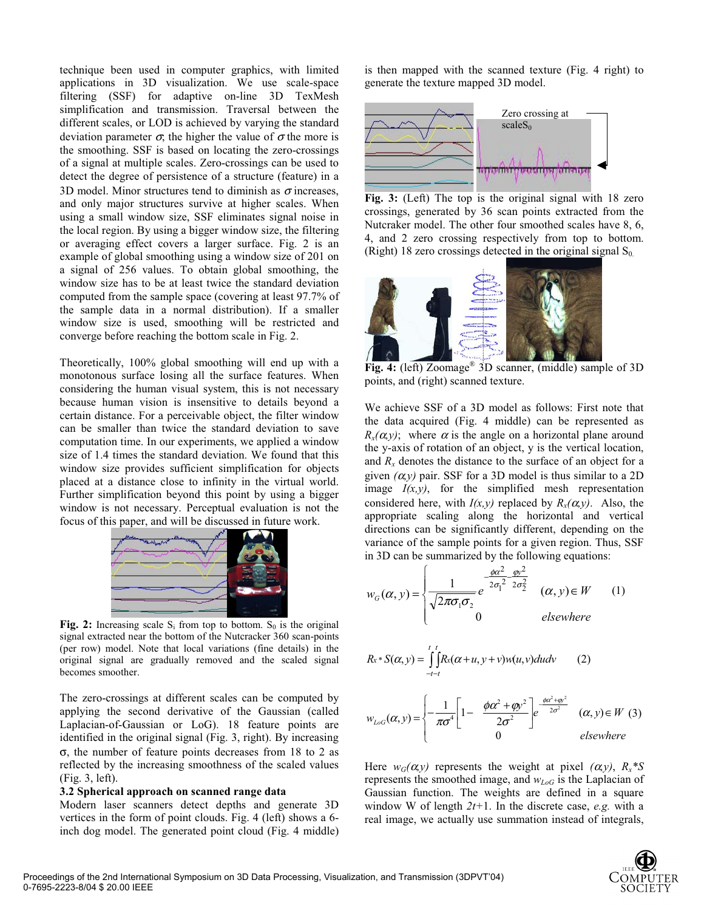technique been used in computer graphics, with limited applications in 3D visualization. We use scale-space filtering (SSF) for adaptive on-line 3D TexMesh simplification and transmission. Traversal between the different scales, or LOD is achieved by varying the standard deviation parameter $\sigma$; the higher the value of $\sigma$ the more is the smoothing. SSF is based on locating the zero-crossings of a signal at multiple scales. Zero-crossings can be used to detect the degree of persistence of a structure (feature) in a 3D model. Minor structures tend to diminish as $\sigma$ increases, and only major structures survive at higher scales. When using a small window size, SSF eliminates signal noise in the local region. By using a bigger window size, the filtering or averaging effect covers a larger surface. Fig. 2 is an example of global smoothing using a window size of 201 on a signal of 256 values. To obtain global smoothing, the window size has to be at least twice the standard deviation computed from the sample space (covering at least 97.7% of the sample data in a normal distribution). If a smaller window size is used, smoothing will be restricted and converge before reaching the bottom scale in Fig. 2.

Theoretically, 100% global smoothing will end up with a monotonous surface losing all the surface features. When considering the human visual system, this is not necessary because human vision is insensitive to details beyond a certain distance. For a perceivable object, the filter window can be smaller than twice the standard deviation to save computation time. In our experiments, we applied a window size of 1.4 times the standard deviation. We found that this window size provides sufficient simplification for objects placed at a distance close to infinity in the virtual world. Further simplification beyond this point by using a bigger window is not necessary. Perceptual evaluation is not the focus of this paper, and will be discussed in future work.

**Fig. 2:** Increasing scale $S_i$ from top to bottom. $S_0$ is the original signal extracted near the bottom of the Nutcracker 360 scan-points (per row) model. Note that local variations (fine details) in the original signal are gradually removed and the scaled signal becomes smoother.

The zero-crossings at different scales can be computed by applying the second derivative of the Gaussian (called Laplacian-of-Gaussian or LoG). 18 feature points are identified in the original signal (Fig. 3, right). By increasing $\sigma$, the number of feature points decreases from 18 to 2 as reflected by the increasing smoothness of the scaled values (Fig. 3, left).

### 3.2 Spherical approach on scanned range data

Modern laser scanners detect depths and generate 3D vertices in the form of point clouds. Fig. 4 (left) shows a 6-inch dog model. The generated point cloud (Fig. 4 middle) is then mapped with the scanned texture (Fig. 4 right) to generate the texture mapped 3D model.

Zero crossing at scale$S_0$

**Fig. 3:** (Left) The top is the original signal with 18 zero crossings, generated by 36 scan points extracted from the Nutcraker model. The other four smoothed scales have 8, 6, 4, and 2 zero crossing respectively from top to bottom. (Right) 18 zero crossings detected in the original signal $S_0$.

**Fig. 4:** (left) Zoomage® 3D scanner, (middle) sample of 3D points, and (right) scanned texture.

We achieve SSF of a 3D model as follows: First note that the data acquired (Fig. 4 middle) can be represented as $R_x(\alpha,y)$; where $\alpha$ is the angle on a horizontal plane around the y-axis of rotation of an object, y is the vertical location, and $R_x$ denotes the distance to the surface of an object for a given $(\alpha,y)$ pair. SSF for a 3D model is thus similar to a 2D image $I(x,y)$, for the simplified mesh representation considered here, with $I(x,y)$ replaced by $R_x(\alpha,y)$. Also, the appropriate scaling along the horizontal and vertical directions can be significantly different, depending on the variance of the sample points for a given region. Thus, SSF in 3D can be summarized by the following equations:

$$w_G(\alpha,y) = \begin{cases} \dfrac{1}{\sqrt{2\pi\sigma_1\sigma_2}} e^{-\frac{\phi\alpha^2}{2\sigma_1^2} - \frac{\varphi y^2}{2\sigma_2^2}} & (\alpha,y) \in W \\ 0 & elsewhere \end{cases} \qquad (1)$$

$$R_x * S(\alpha,y) = \int_{-t}^{t}\int_{-t}^{t} R_x(\alpha+u, y+v) w(u,v) du dv \qquad (2)$$

$$w_{LoG}(\alpha,y) = \begin{cases} -\dfrac{1}{\pi\sigma^4}\left[1 - \dfrac{\phi\alpha^2 + \varphi y^2}{2\sigma^2}\right] e^{-\frac{\phi\alpha^2+\varphi y^2}{2\sigma^2}} & (\alpha,y) \in W \\ 0 & elsewhere \end{cases} \qquad (3)$$

Here $w_G(\alpha,y)$ represents the weight at pixel $(\alpha,y)$, $R_x*S$ represents the smoothed image, and $w_{LoG}$ is the Laplacian of Gaussian function. The weights are defined in a square window W of length $2t+1$. In the discrete case, *e.g.* with a real image, we actually use summation instead of integrals,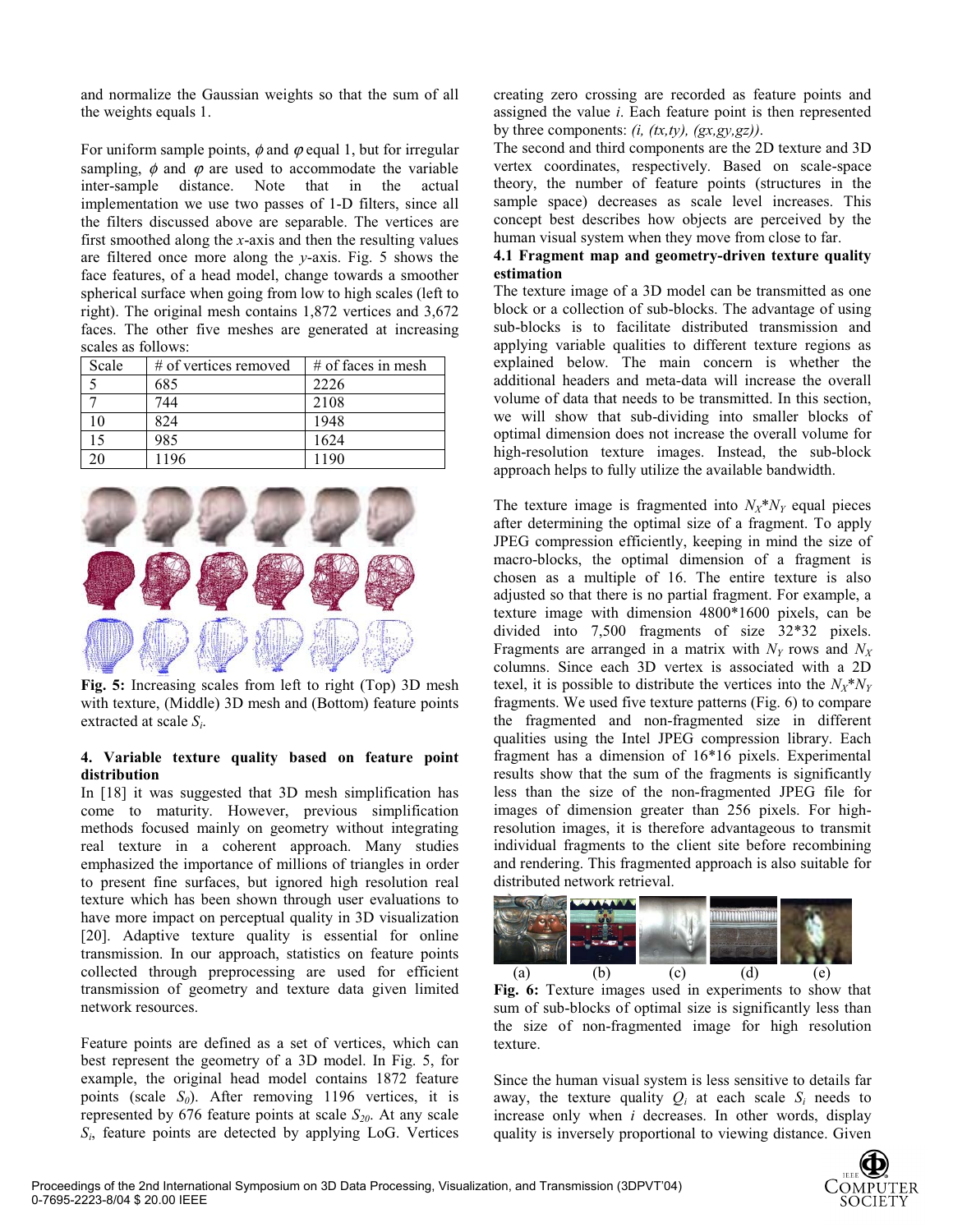and normalize the Gaussian weights so that the sum of all the weights equals 1.

For uniform sample points, $\phi$ and $\varphi$ equal 1, but for irregular sampling, $\phi$ and $\varphi$ are used to accommodate the variable inter-sample distance. Note that in the actual implementation we use two passes of 1-D filters, since all the filters discussed above are separable. The vertices are first smoothed along the *x*-axis and then the resulting values are filtered once more along the *y*-axis. Fig. 5 shows the face features, of a head model, change towards a smoother spherical surface when going from low to high scales (left to right). The original mesh contains 1,872 vertices and 3,672 faces. The other five meshes are generated at increasing scales as follows:

| Scale | # of vertices removed | # of faces in mesh |
|---|---|---|
| 5 | 685 | 2226 |
| 7 | 744 | 2108 |
| 10 | 824 | 1948 |
| 15 | 985 | 1624 |
| 20 | 1196 | 1190 |

**Fig. 5:** Increasing scales from left to right (Top) 3D mesh with texture, (Middle) 3D mesh and (Bottom) feature points extracted at scale $S_i$.

## 4. Variable texture quality based on feature point distribution

In [18] it was suggested that 3D mesh simplification has come to maturity. However, previous simplification methods focused mainly on geometry without integrating real texture in a coherent approach. Many studies emphasized the importance of millions of triangles in order to present fine surfaces, but ignored high resolution real texture which has been shown through user evaluations to have more impact on perceptual quality in 3D visualization [20]. Adaptive texture quality is essential for online transmission. In our approach, statistics on feature points collected through preprocessing are used for efficient transmission of geometry and texture data given limited network resources.

Feature points are defined as a set of vertices, which can best represent the geometry of a 3D model. In Fig. 5, for example, the original head model contains 1872 feature points (scale $S_0$). After removing 1196 vertices, it is represented by 676 feature points at scale $S_{20}$. At any scale $S_i$, feature points are detected by applying LoG. Vertices creating zero crossing are recorded as feature points and assigned the value *i*. Each feature point is then represented by three components: *(i, (tx,ty), (gx,gy,gz))*.

The second and third components are the 2D texture and 3D vertex coordinates, respectively. Based on scale-space theory, the number of feature points (structures in the sample space) decreases as scale level increases. This concept best describes how objects are perceived by the human visual system when they move from close to far.

### 4.1 Fragment map and geometry-driven texture quality estimation

The texture image of a 3D model can be transmitted as one block or a collection of sub-blocks. The advantage of using sub-blocks is to facilitate distributed transmission and applying variable qualities to different texture regions as explained below. The main concern is whether the additional headers and meta-data will increase the overall volume of data that needs to be transmitted. In this section, we will show that sub-dividing into smaller blocks of optimal dimension does not increase the overall volume for high-resolution texture images. Instead, the sub-block approach helps to fully utilize the available bandwidth.

The texture image is fragmented into $N_X$*$N_Y$ equal pieces after determining the optimal size of a fragment. To apply JPEG compression efficiently, keeping in mind the size of macro-blocks, the optimal dimension of a fragment is chosen as a multiple of 16. The entire texture is also adjusted so that there is no partial fragment. For example, a texture image with dimension 4800*1600 pixels, can be divided into 7,500 fragments of size 32*32 pixels. Fragments are arranged in a matrix with $N_Y$ rows and $N_X$ columns. Since each 3D vertex is associated with a 2D texel, it is possible to distribute the vertices into the $N_X$*$N_Y$ fragments. We used five texture patterns (Fig. 6) to compare the fragmented and non-fragmented size in different qualities using the Intel JPEG compression library. Each fragment has a dimension of 16*16 pixels. Experimental results show that the sum of the fragments is significantly less than the size of the non-fragmented JPEG file for images of dimension greater than 256 pixels. For high-resolution images, it is therefore advantageous to transmit individual fragments to the client site before recombining and rendering. This fragmented approach is also suitable for distributed network retrieval.

(a) (b) (c) (d) (e)

**Fig. 6:** Texture images used in experiments to show that sum of sub-blocks of optimal size is significantly less than the size of non-fragmented image for high resolution texture.

Since the human visual system is less sensitive to details far away, the texture quality $Q_i$ at each scale $S_i$ needs to increase only when *i* decreases. In other words, display quality is inversely proportional to viewing distance. Given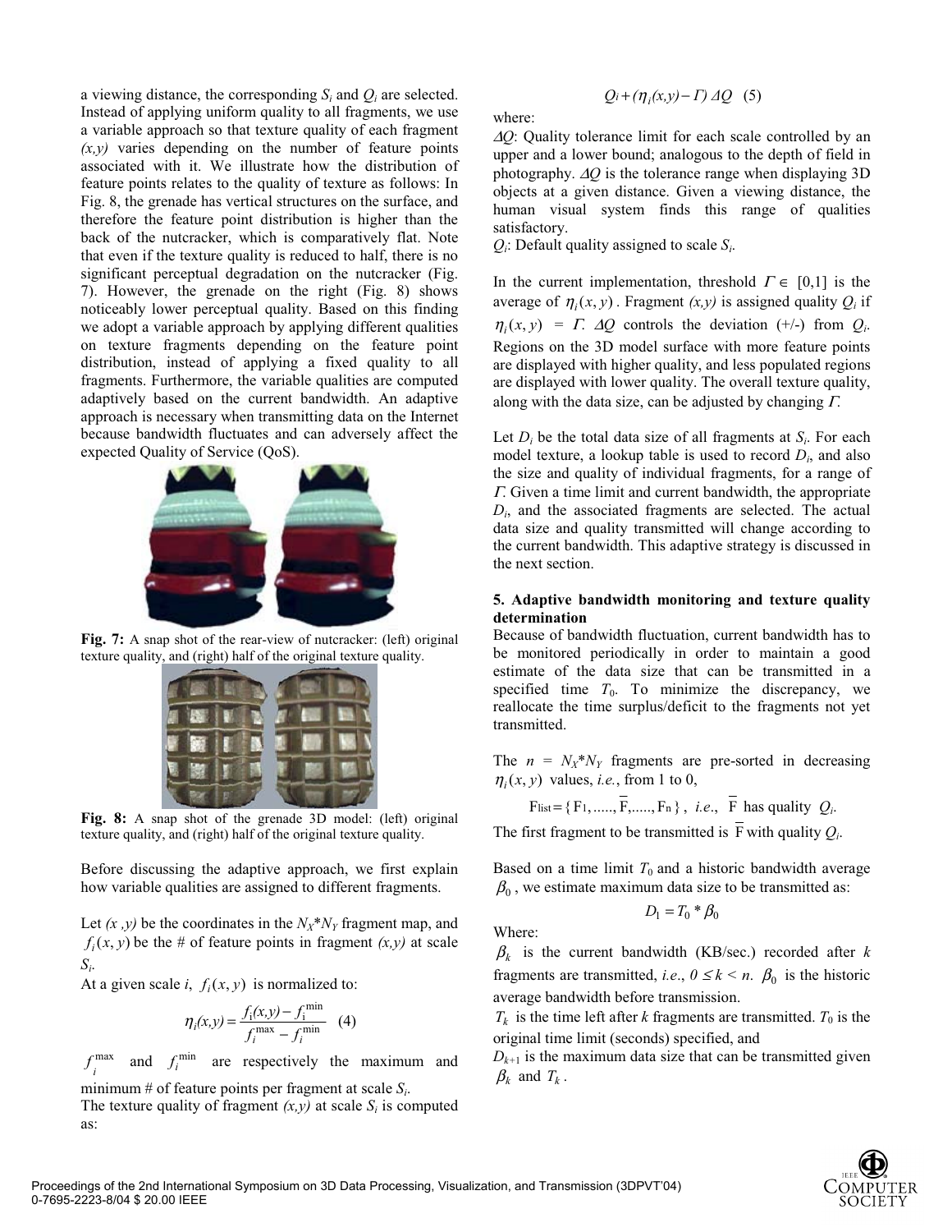a viewing distance, the corresponding $S_i$ and $Q_i$ are selected. Instead of applying uniform quality to all fragments, we use a variable approach so that texture quality of each fragment *(x,y)* varies depending on the number of feature points associated with it. We illustrate how the distribution of feature points relates to the quality of texture as follows: In Fig. 8, the grenade has vertical structures on the surface, and therefore the feature point distribution is higher than the back of the nutcracker, which is comparatively flat. Note that even if the texture quality is reduced to half, there is no significant perceptual degradation on the nutcracker (Fig. 7). However, the grenade on the right (Fig. 8) shows noticeably lower perceptual quality. Based on this finding we adopt a variable approach by applying different qualities on texture fragments depending on the feature point distribution, instead of applying a fixed quality to all fragments. Furthermore, the variable qualities are computed adaptively based on the current bandwidth. An adaptive approach is necessary when transmitting data on the Internet because bandwidth fluctuates and can adversely affect the expected Quality of Service (QoS).

**Fig. 7:** A snap shot of the rear-view of nutcracker: (left) original texture quality, and (right) half of the original texture quality.

**Fig. 8:** A snap shot of the grenade 3D model: (left) original texture quality, and (right) half of the original texture quality.

Before discussing the adaptive approach, we first explain how variable qualities are assigned to different fragments.

Let *(x ,y)* be the coordinates in the $N_X$*$N_Y$ fragment map, and $f_i(x, y)$ be the # of feature points in fragment *(x,y)* at scale $S_i$.
At a given scale *i*, $f_i(x, y)$ is normalized to:

$$\eta_i(x,y) = \frac{f_i(x,y) - f_i^{\min}}{f_i^{\max} - f_i^{\min}} \quad (4)$$

$f_i^{\max}$ and $f_i^{\min}$ are respectively the maximum and minimum # of feature points per fragment at scale $S_i$.
The texture quality of fragment *(x,y)* at scale $S_i$ is computed as:

$$Q_i + (\eta_i(x,y) - \Gamma)\, \Delta Q \quad (5)$$

where:
$\Delta Q$: Quality tolerance limit for each scale controlled by an upper and a lower bound; analogous to the depth of field in photography. $\Delta Q$ is the tolerance range when displaying 3D objects at a given distance. Given a viewing distance, the human visual system finds this range of qualities satisfactory.
$Q_i$: Default quality assigned to scale $S_i$.

In the current implementation, threshold $\Gamma \in [0,1]$ is the average of $\eta_i(x, y)$. Fragment *(x,y)* is assigned quality $Q_i$ if $\eta_i(x, y) = \Gamma$. $\Delta Q$ controls the deviation (+/-) from $Q_i$. Regions on the 3D model surface with more feature points are displayed with higher quality, and less populated regions are displayed with lower quality. The overall texture quality, along with the data size, can be adjusted by changing $\Gamma$.

Let $D_i$ be the total data size of all fragments at $S_i$. For each model texture, a lookup table is used to record $D_i$, and also the size and quality of individual fragments, for a range of $\Gamma$. Given a time limit and current bandwidth, the appropriate $D_i$, and the associated fragments are selected. The actual data size and quality transmitted will change according to the current bandwidth. This adaptive strategy is discussed in the next section.

### 5. Adaptive bandwidth monitoring and texture quality determination

Because of bandwidth fluctuation, current bandwidth has to be monitored periodically in order to maintain a good estimate of the data size that can be transmitted in a specified time $T_0$. To minimize the discrepancy, we reallocate the time surplus/deficit to the fragments not yet transmitted.

The $n = N_X$*$N_Y$ fragments are pre-sorted in decreasing $\eta_i(x, y)$ values, *i.e.*, from 1 to 0,

$$F_{list} = \{ F_1, \ldots, \overline{F}, \ldots, F_n \}, \text{ i.e., } \overline{F} \text{ has quality } Q_i.$$

The first fragment to be transmitted is $\overline{F}$ with quality $Q_i$.

Based on a time limit $T_0$ and a historic bandwidth average $\beta_0$, we estimate maximum data size to be transmitted as:

$$D_1 = T_0 * \beta_0$$

Where:
$\beta_k$ is the current bandwidth (KB/sec.) recorded after *k* fragments are transmitted, *i.e.*, $0 \le k < n$. $\beta_0$ is the historic average bandwidth before transmission.
$T_k$ is the time left after *k* fragments are transmitted. $T_0$ is the original time limit (seconds) specified, and
$D_{k+1}$ is the maximum data size that can be transmitted given $\beta_k$ and $T_k$.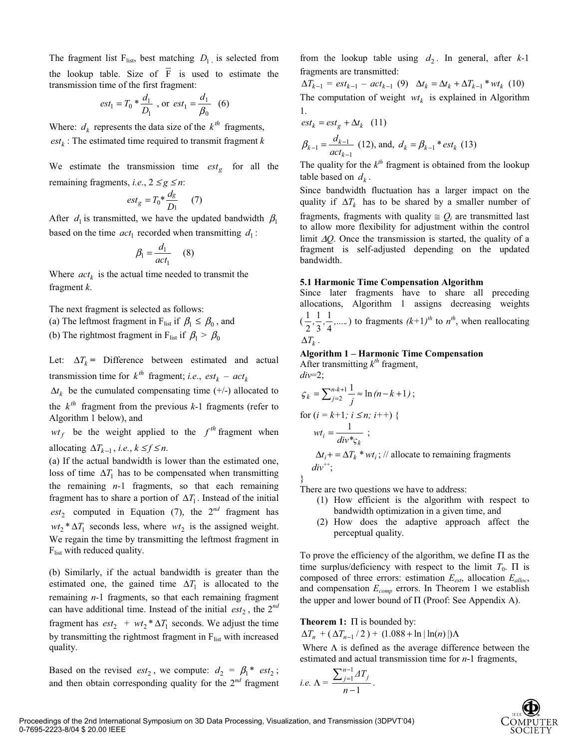The fragment list $F_{list}$, best matching $D_1$, is selected from the lookup table. Size of $\overline{F}$ is used to estimate the transmission time of the first fragment:

$$est_1 = T_0 * \frac{d_1}{D_1}\text{ , or } est_1 = \frac{d_1}{\beta_0} \quad (6)$$

Where: $d_k$ represents the data size of the $k^{th}$ fragments,
$est_k$ : The estimated time required to transmit fragment $k$

We estimate the transmission time $est_g$ for all the remaining fragments, *i.e.*, $2 \leq g \leq n$:

$$est_g = T_0 * \frac{d_g}{D_1} \quad (7)$$

After $d_1$ is transmitted, we have the updated bandwidth $\beta_1$ based on the time $act_1$ recorded when transmitting $d_1$:

$$\beta_1 = \frac{d_1}{act_1} \quad (8)$$

Where $act_k$ is the actual time needed to transmit the fragment $k$.

The next fragment is selected as follows:
(a) The leftmost fragment in $F_{list}$ if $\beta_1 \leq \beta_0$, and
(b) The rightmost fragment in $F_{list}$ if $\beta_1 > \beta_0$

Let: $\Delta T_k$ = Difference between estimated and actual transmission time for $k^{th}$ fragment; *i.e.*, $est_k - act_k$

$\Delta t_k$ be the cumulated compensating time (+/-) allocated to the $k^{th}$ fragment from the previous $k$-1 fragments (refer to Algorithm 1 below), and

$wt_f$ be the weight applied to the $f^{th}$ fragment when allocating $\Delta T_{k-1}$, *i.e.*, $k \leq f \leq n$.

(a) If the actual bandwidth is lower than the estimated one, loss of time $\Delta T_1$ has to be compensated when transmitting the remaining $n$-1 fragments, so that each remaining fragment has to share a portion of $\Delta T_1$. Instead of the initial $est_2$ computed in Equation (7), the $2^{nd}$ fragment has $wt_2 * \Delta T_1$ seconds less, where $wt_2$ is the assigned weight. We regain the time by transmitting the leftmost fragment in $F_{list}$ with reduced quality.

(b) Similarly, if the actual bandwidth is greater than the estimated one, the gained time $\Delta T_1$ is allocated to the remaining $n$-1 fragments, so that each remaining fragment can have additional time. Instead of the initial $est_2$, the $2^{nd}$ fragment has $est_2 + wt_2 * \Delta T_1$ seconds. We adjust the time by transmitting the rightmost fragment in $F_{list}$ with increased quality.

Based on the revised $est_2$, we compute: $d_2 = \beta_1 * est_2$; and then obtain corresponding quality for the $2^{nd}$ fragment from the lookup table using $d_2$. In general, after $k$-1 fragments are transmitted:

$$\Delta T_{k-1} = est_{k-1} - act_{k-1} \quad (9) \qquad \Delta t_k = \Delta t_k + \Delta T_{k-1} * wt_k \quad (10)$$

The computation of weight $wt_k$ is explained in Algorithm 1.

$$est_k = est_g + \Delta t_k \quad (11)$$

$$\beta_{k-1} = \frac{d_{k-1}}{act_{k-1}} \quad (12)\text{, and, } d_k = \beta_{k-1} * est_k \quad (13)$$

The quality for the $k^{th}$ fragment is obtained from the lookup table based on $d_k$.

Since bandwidth fluctuation has a larger impact on the quality if $\Delta T_k$ has to be shared by a smaller number of fragments, fragments with quality $\cong Q_i$ are transmitted last to allow more flexibility for adjustment within the control limit $\Delta Q$. Once the transmission is started, the quality of a fragment is self-adjusted depending on the updated bandwidth.

### 5.1 Harmonic Time Compensation Algorithm

Since later fragments have to share all preceding allocations, Algorithm 1 assigns decreasing weights $(\frac{1}{2}, \frac{1}{3}, \frac{1}{4}, \ldots\ldots)$ to fragments $(k+1)^{th}$ to $n^{th}$, when reallocating $\Delta T_k$.

**Algorithm 1 – Harmonic Time Compensation**

After transmitting $k^{th}$ fragment,
$div$=2;

$$\varsigma_k = \sum_{j=2}^{n-k+1} \frac{1}{j} \approx \ln(n-k+1);$$

for ($i = k$+1; $i \leq n$; $i$++) {

$$wt_i = \frac{1}{div * \varsigma_k};$$

$\Delta t_i += \Delta T_k * wt_i$; // allocate to remaining fragments
$div^{++}$;
}

There are two questions we have to address:

1. How efficient is the algorithm with respect to bandwidth optimization in a given time, and
2. How does the adaptive approach affect the perceptual quality.

To prove the efficiency of the algorithm, we define $\Pi$ as the time surplus/deficiency with respect to the limit $T_0$. $\Pi$ is composed of three errors: estimation $E_{est}$, allocation $E_{alloc}$, and compensation $E_{comp}$ errors. In Theorem 1 we establish the upper and lower bound of $\Pi$ (Proof: See Appendix A).

**Theorem 1:** $\Pi$ is bounded by:

$$\Delta T_n + (\Delta T_{n-1}/2) + (1.088 + \ln|\ln(n)|)\Lambda$$

Where $\Lambda$ is defined as the average difference between the estimated and actual transmission time for $n$-1 fragments,

*i.e.* $\Lambda = \frac{\sum_{j=1}^{n-1} \Delta T_j}{n-1}$.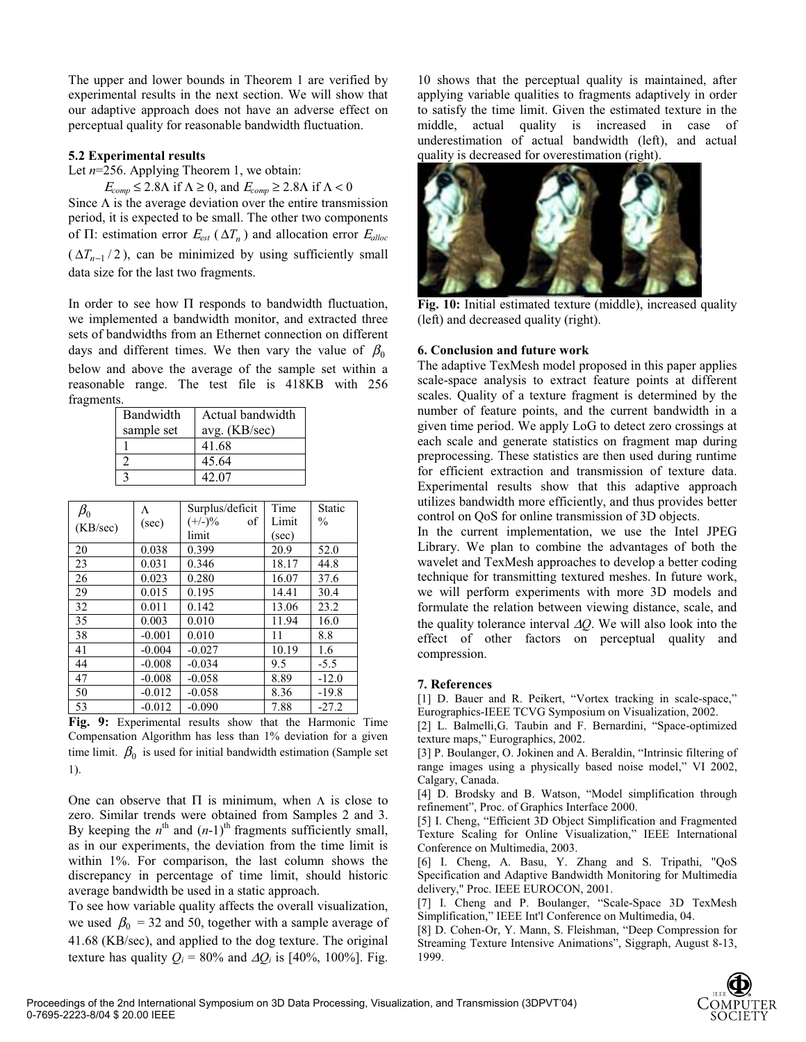The upper and lower bounds in Theorem 1 are verified by experimental results in the next section. We will show that our adaptive approach does not have an adverse effect on perceptual quality for reasonable bandwidth fluctuation.

### 5.2 Experimental results

Let $n$=256. Applying Theorem 1, we obtain:

$E_{comp} \leq 2.8\Lambda$ if $\Lambda \geq 0$, and $E_{comp} \geq 2.8\Lambda$ if $\Lambda < 0$

Since $\Lambda$ is the average deviation over the entire transmission period, it is expected to be small. The other two components of $\Pi$: estimation error $E_{est}$ ($\Delta T_n$) and allocation error $E_{alloc}$ ($\Delta T_{n-1}/2$), can be minimized by using sufficiently small data size for the last two fragments.

In order to see how $\Pi$ responds to bandwidth fluctuation, we implemented a bandwidth monitor, and extracted three sets of bandwidths from an Ethernet connection on different days and different times. We then vary the value of $\beta_0$ below and above the average of the sample set within a reasonable range. The test file is 418KB with 256 fragments.

| Bandwidth sample set | Actual bandwidth avg. (KB/sec) |
|---|---|
| 1 | 41.68 |
| 2 | 45.64 |
| 3 | 42.07 |

| $\beta_0$ (KB/sec) | $\Lambda$ (sec) | Surplus/deficit (+/-)% of limit | Time Limit (sec) | Static % |
|---|---|---|---|---|
| 20 | 0.038 | 0.399 | 20.9 | 52.0 |
| 23 | 0.031 | 0.346 | 18.17 | 44.8 |
| 26 | 0.023 | 0.280 | 16.07 | 37.6 |
| 29 | 0.015 | 0.195 | 14.41 | 30.4 |
| 32 | 0.011 | 0.142 | 13.06 | 23.2 |
| 35 | 0.003 | 0.010 | 11.94 | 16.0 |
| 38 | -0.001 | 0.010 | 11 | 8.8 |
| 41 | -0.004 | -0.027 | 10.19 | 1.6 |
| 44 | -0.008 | -0.034 | 9.5 | -5.5 |
| 47 | -0.008 | -0.058 | 8.89 | -12.0 |
| 50 | -0.012 | -0.058 | 8.36 | -19.8 |
| 53 | -0.012 | -0.090 | 7.88 | -27.2 |

**Fig. 9:** Experimental results show that the Harmonic Time Compensation Algorithm has less than 1% deviation for a given time limit. $\beta_0$ is used for initial bandwidth estimation (Sample set 1).

One can observe that $\Pi$ is minimum, when $\Lambda$ is close to zero. Similar trends were obtained from Samples 2 and 3. By keeping the $n^{th}$ and $(n-1)^{th}$ fragments sufficiently small, as in our experiments, the deviation from the time limit is within 1%. For comparison, the last column shows the discrepancy in percentage of time limit, should historic average bandwidth be used in a static approach.

To see how variable quality affects the overall visualization, we used $\beta_0$ = 32 and 50, together with a sample average of 41.68 (KB/sec), and applied to the dog texture. The original texture has quality $Q_i$ = 80% and $\Delta Q_i$ is [40%, 100%]. Fig. 10 shows that the perceptual quality is maintained, after applying variable qualities to fragments adaptively in order to satisfy the time limit. Given the estimated texture in the middle, actual quality is increased in case of underestimation of actual bandwidth (left), and actual quality is decreased for overestimation (right).

**Fig. 10:** Initial estimated texture (middle), increased quality (left) and decreased quality (right).

## 6. Conclusion and future work

The adaptive TexMesh model proposed in this paper applies scale-space analysis to extract feature points at different scales. Quality of a texture fragment is determined by the number of feature points, and the current bandwidth in a given time period. We apply LoG to detect zero crossings at each scale and generate statistics on fragment map during preprocessing. These statistics are then used during runtime for efficient extraction and transmission of texture data. Experimental results show that this adaptive approach utilizes bandwidth more efficiently, and thus provides better control on QoS for online transmission of 3D objects.

In the current implementation, we use the Intel JPEG Library. We plan to combine the advantages of both the wavelet and TexMesh approaches to develop a better coding technique for transmitting textured meshes. In future work, we will perform experiments with more 3D models and formulate the relation between viewing distance, scale, and the quality tolerance interval $\Delta Q$. We will also look into the effect of other factors on perceptual quality and compression.

## 7. References

[1] D. Bauer and R. Peikert, "Vortex tracking in scale-space," Eurographics-IEEE TCVG Symposium on Visualization, 2002.

[2] L. Balmelli,G. Taubin and F. Bernardini, "Space-optimized texture maps," Eurographics, 2002.

[3] P. Boulanger, O. Jokinen and A. Beraldin, "Intrinsic filtering of range images using a physically based noise model," VI 2002, Calgary, Canada.

[4] D. Brodsky and B. Watson, "Model simplification through refinement", Proc. of Graphics Interface 2000.

[5] I. Cheng, "Efficient 3D Object Simplification and Fragmented Texture Scaling for Online Visualization," IEEE International Conference on Multimedia, 2003.

[6] I. Cheng, A. Basu, Y. Zhang and S. Tripathi, "QoS Specification and Adaptive Bandwidth Monitoring for Multimedia delivery," Proc. IEEE EUROCON, 2001.

[7] I. Cheng and P. Boulanger, "Scale-Space 3D TexMesh Simplification," IEEE Int'l Conference on Multimedia, 04.

[8] D. Cohen-Or, Y. Mann, S. Fleishman, "Deep Compression for Streaming Texture Intensive Animations", Siggraph, August 8-13, 1999.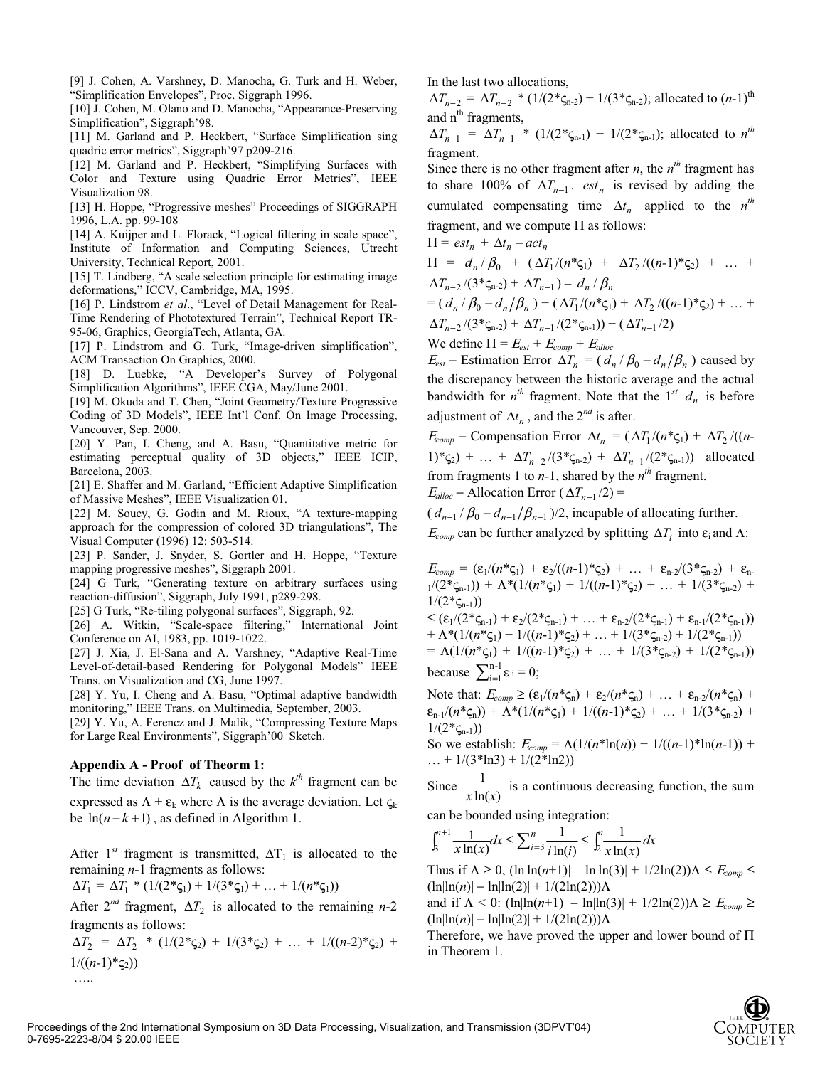[9] J. Cohen, A. Varshney, D. Manocha, G. Turk and H. Weber, "Simplification Envelopes", Proc. Siggraph 1996.

[10] J. Cohen, M. Olano and D. Manocha, "Appearance-Preserving Simplification", Siggraph'98.

[11] M. Garland and P. Heckbert, "Surface Simplification sing quadric error metrics", Siggraph'97 p209-216.

[12] M. Garland and P. Heckbert, "Simplifying Surfaces with Color and Texture using Quadric Error Metrics", IEEE Visualization 98.

[13] H. Hoppe, "Progressive meshes" Proceedings of SIGGRAPH 1996, L.A. pp. 99-108

[14] A. Kuijper and L. Florack, "Logical filtering in scale space", Institute of Information and Computing Sciences, Utrecht University, Technical Report, 2001.

[15] T. Lindberg, "A scale selection principle for estimating image deformations," ICCV, Cambridge, MA, 1995.

[16] P. Lindstrom *et al*., "Level of Detail Management for Real-Time Rendering of Phototextured Terrain", Technical Report TR-95-06, Graphics, GeorgiaTech, Atlanta, GA.

[17] P. Lindstrom and G. Turk, "Image-driven simplification", ACM Transaction On Graphics, 2000.

[18] D. Luebke, "A Developer's Survey of Polygonal Simplification Algorithms", IEEE CGA, May/June 2001.

[19] M. Okuda and T. Chen, "Joint Geometry/Texture Progressive Coding of 3D Models", IEEE Int'l Conf. On Image Processing, Vancouver, Sep. 2000.

[20] Y. Pan, I. Cheng, and A. Basu, "Quantitative metric for estimating perceptual quality of 3D objects," IEEE ICIP, Barcelona, 2003.

[21] E. Shaffer and M. Garland, "Efficient Adaptive Simplification of Massive Meshes", IEEE Visualization 01.

[22] M. Soucy, G. Godin and M. Rioux, "A texture-mapping approach for the compression of colored 3D triangulations", The Visual Computer (1996) 12: 503-514.

[23] P. Sander, J. Snyder, S. Gortler and H. Hoppe, "Texture mapping progressive meshes", Siggraph 2001.

[24] G Turk, "Generating texture on arbitrary surfaces using reaction-diffusion", Siggraph, July 1991, p289-298.

[25] G Turk, "Re-tiling polygonal surfaces", Siggraph, 92.

[26] A. Witkin, "Scale-space filtering," International Joint Conference on AI, 1983, pp. 1019-1022.

[27] J. Xia, J. El-Sana and A. Varshney, "Adaptive Real-Time Level-of-detail-based Rendering for Polygonal Models" IEEE Trans. on Visualization and CG, June 1997.

[28] Y. Yu, I. Cheng and A. Basu, "Optimal adaptive bandwidth monitoring," IEEE Trans. on Multimedia, September, 2003.

[29] Y. Yu, A. Ferencz and J. Malik, "Compressing Texture Maps for Large Real Environments", Siggraph'00 Sketch.

**Appendix A - Proof of Theorm 1:**

The time deviation $\Delta T_k$ caused by the $k^{th}$ fragment can be expressed as $\Lambda + \varepsilon_k$ where $\Lambda$ is the average deviation. Let $\varsigma_k$ be $\ln(n-k+1)$, as defined in Algorithm 1.

After $1^{st}$ fragment is transmitted, $\Delta T_1$ is allocated to the remaining $n$-1 fragments as follows:

$\Delta T_1 = \Delta T_1 * (1/(2*\varsigma_1) + 1/(3*\varsigma_1) + \ldots + 1/(n*\varsigma_1))$

After $2^{nd}$ fragment, $\Delta T_2$ is allocated to the remaining $n$-2 fragments as follows:

$\Delta T_2 = \Delta T_2 * (1/(2*\varsigma_2) + 1/(3*\varsigma_2) + \ldots + 1/((n-2)*\varsigma_2) + 1/((n-1)*\varsigma_2))$

…..

In the last two allocations,

$\Delta T_{n-2} = \Delta T_{n-2} * (1/(2*\varsigma_{n-2}) + 1/(3*\varsigma_{n-2})$; allocated to $(n$-1$)^{th}$ and $n^{th}$ fragments,

$\Delta T_{n-1} = \Delta T_{n-1} * (1/(2*\varsigma_{n-1}) + 1/(2*\varsigma_{n-1})$; allocated to $n^{th}$ fragment.

Since there is no other fragment after $n$, the $n^{th}$ fragment has to share 100% of $\Delta T_{n-1}$. $est_n$ is revised by adding the cumulated compensating time $\Delta t_n$ applied to the $n^{th}$ fragment, and we compute $\Pi$ as follows:

$\Pi = est_n + \Delta t_n - act_n$

$\Pi = d_n/\beta_0 + (\Delta T_1/(n*\varsigma_1) + \Delta T_2/((n-1)*\varsigma_2) + \ldots + \Delta T_{n-2}/(3*\varsigma_{n-2}) + \Delta T_{n-1}) - d_n/\beta_n$

$= (d_n/\beta_0 - d_n/\beta_n) + (\Delta T_1/(n*\varsigma_1) + \Delta T_2/((n-1)*\varsigma_2) + \ldots + \Delta T_{n-2}/(3*\varsigma_{n-2}) + \Delta T_{n-1}/(2*\varsigma_{n-1})) + (\Delta T_{n-1}/2)$

We define $\Pi = E_{est} + E_{comp} + E_{alloc}$

$E_{est}$ – Estimation Error $\Delta T_n = (d_n/\beta_0 - d_n/\beta_n)$ caused by the discrepancy between the historic average and the actual bandwidth for $n^{th}$ fragment. Note that the $1^{st}$ $d_n$ is before adjustment of $\Delta t_n$, and the $2^{nd}$ is after.

$E_{comp}$ – Compensation Error $\Delta t_n = (\Delta T_1/(n*\varsigma_1) + \Delta T_2/((n-1)*\varsigma_2) + \ldots + \Delta T_{n-2}/(3*\varsigma_{n-2}) + \Delta T_{n-1}/(2*\varsigma_{n-1}))$ allocated from fragments 1 to $n$-1, shared by the $n^{th}$ fragment.

$E_{alloc}$ – Allocation Error $(\Delta T_{n-1}/2) = (d_{n-1}/\beta_0 - d_{n-1}/\beta_{n-1})/2$, incapable of allocating further.

$E_{comp}$ can be further analyzed by splitting $\Delta T_i$ into $\varepsilon_i$ and $\Lambda$:

$E_{comp} = (\varepsilon_1/(n*\varsigma_1) + \varepsilon_2/((n-1)*\varsigma_2) + \ldots + \varepsilon_{n-2}/(3*\varsigma_{n-2}) + \varepsilon_{n-1}/(2*\varsigma_{n-1})) + \Lambda*(1/(n*\varsigma_1) + 1/((n-1)*\varsigma_2) + \ldots + 1/(3*\varsigma_{n-2}) + 1/(2*\varsigma_{n-1}))$

$\leq (\varepsilon_1/(2*\varsigma_{n-1}) + \varepsilon_2/(2*\varsigma_{n-1}) + \ldots + \varepsilon_{n-2}/(2*\varsigma_{n-1}) + \varepsilon_{n-1}/(2*\varsigma_{n-1})) + \Lambda*(1/(n*\varsigma_1) + 1/((n-1)*\varsigma_2) + \ldots + 1/(3*\varsigma_{n-2}) + 1/(2*\varsigma_{n-1}))$

$= \Lambda(1/(n*\varsigma_1) + 1/((n-1)*\varsigma_2) + \ldots + 1/(3*\varsigma_{n-2}) + 1/(2*\varsigma_{n-1}))$

because $\sum_{i=1}^{n-1} \varepsilon_i = 0$;

Note that: $E_{comp} \geq (\varepsilon_1/(n*\varsigma_n) + \varepsilon_2/(n*\varsigma_n) + \ldots + \varepsilon_{n-2}/(n*\varsigma_n) + \varepsilon_{n-1}/(n*\varsigma_n)) + \Lambda*(1/(n*\varsigma_1) + 1/((n-1)*\varsigma_2) + \ldots + 1/(3*\varsigma_{n-2}) + 1/(2*\varsigma_{n-1}))$

So we establish: $E_{comp} = \Lambda(1/(n*\ln(n)) + 1/((n-1)*\ln(n-1)) + \ldots + 1/(3*\ln 3) + 1/(2*\ln 2))$

Since $\frac{1}{x\ln(x)}$ is a continuous decreasing function, the sum can be bounded using integration:

$$\int_3^{n+1} \frac{1}{x\ln(x)}dx \leq \sum_{i=3}^{n} \frac{1}{i\ln(i)} \leq \int_2^{n} \frac{1}{x\ln(x)}dx$$

Thus if $\Lambda \geq 0$, $(\ln|\ln(n+1)| - \ln|\ln(3)| + 1/2\ln(2))\Lambda \leq E_{comp} \leq (\ln|\ln(n)| - \ln|\ln(2)| + 1/(2\ln(2)))\Lambda$

and if $\Lambda < 0$: $(\ln|\ln(n+1)| - \ln|\ln(3)| + 1/2\ln(2))\Lambda \geq E_{comp} \geq (\ln|\ln(n)| - \ln|\ln(2)| + 1/(2\ln(2)))\Lambda$

Therefore, we have proved the upper and lower bound of $\Pi$ in Theorem 1.